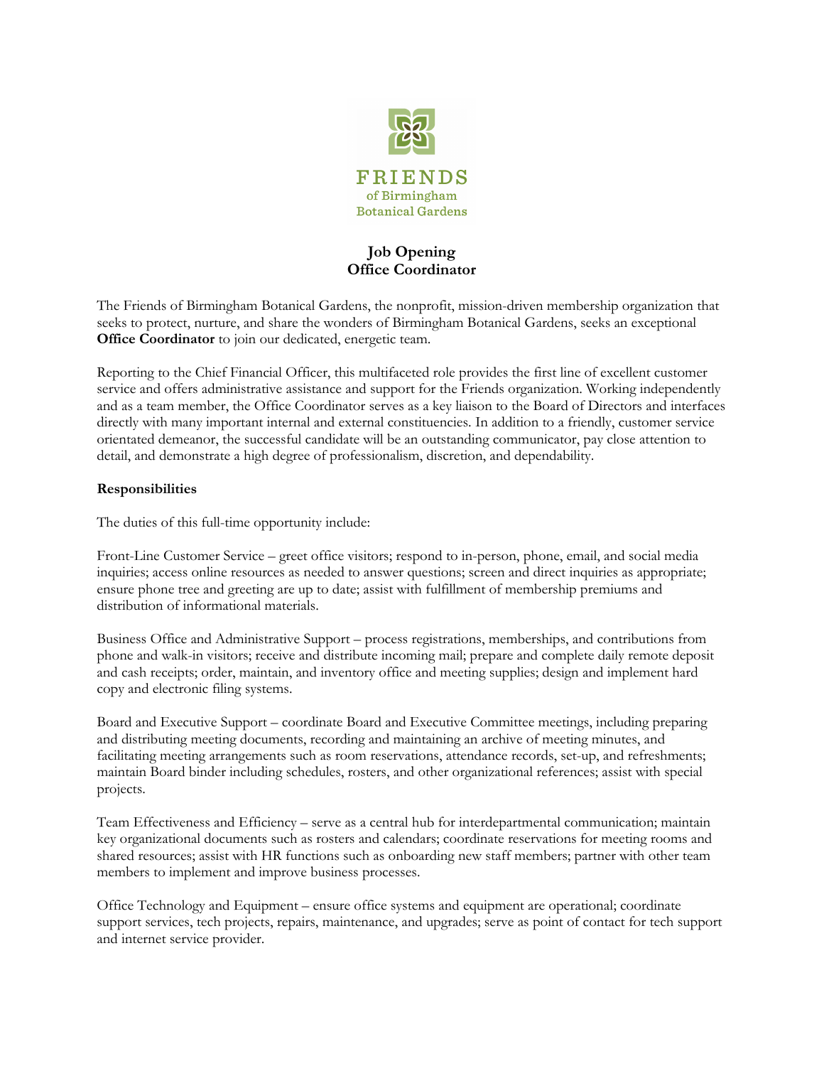FRIENDS
of Birmingham
Botanical Gardens

# Job Opening
# Office Coordinator

The Friends of Birmingham Botanical Gardens, the nonprofit, mission-driven membership organization that seeks to protect, nurture, and share the wonders of Birmingham Botanical Gardens, seeks an exceptional **Office Coordinator** to join our dedicated, energetic team.

Reporting to the Chief Financial Officer, this multifaceted role provides the first line of excellent customer service and offers administrative assistance and support for the Friends organization. Working independently and as a team member, the Office Coordinator serves as a key liaison to the Board of Directors and interfaces directly with many important internal and external constituencies. In addition to a friendly, customer service orientated demeanor, the successful candidate will be an outstanding communicator, pay close attention to detail, and demonstrate a high degree of professionalism, discretion, and dependability.

## Responsibilities

The duties of this full-time opportunity include:

Front-Line Customer Service – greet office visitors; respond to in-person, phone, email, and social media inquiries; access online resources as needed to answer questions; screen and direct inquiries as appropriate; ensure phone tree and greeting are up to date; assist with fulfillment of membership premiums and distribution of informational materials.

Business Office and Administrative Support – process registrations, memberships, and contributions from phone and walk-in visitors; receive and distribute incoming mail; prepare and complete daily remote deposit and cash receipts; order, maintain, and inventory office and meeting supplies; design and implement hard copy and electronic filing systems.

Board and Executive Support – coordinate Board and Executive Committee meetings, including preparing and distributing meeting documents, recording and maintaining an archive of meeting minutes, and facilitating meeting arrangements such as room reservations, attendance records, set-up, and refreshments; maintain Board binder including schedules, rosters, and other organizational references; assist with special projects.

Team Effectiveness and Efficiency – serve as a central hub for interdepartmental communication; maintain key organizational documents such as rosters and calendars; coordinate reservations for meeting rooms and shared resources; assist with HR functions such as onboarding new staff members; partner with other team members to implement and improve business processes.

Office Technology and Equipment – ensure office systems and equipment are operational; coordinate support services, tech projects, repairs, maintenance, and upgrades; serve as point of contact for tech support and internet service provider.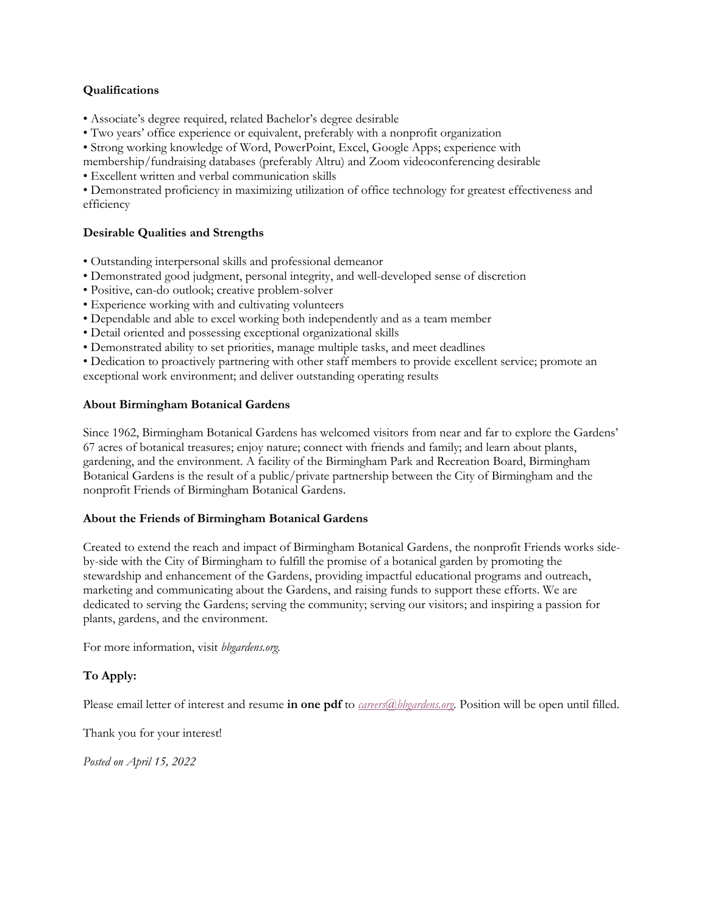**Qualifications**

- Associate's degree required, related Bachelor's degree desirable
- Two years' office experience or equivalent, preferably with a nonprofit organization
- Strong working knowledge of Word, PowerPoint, Excel, Google Apps; experience with membership/fundraising databases (preferably Altru) and Zoom videoconferencing desirable
- Excellent written and verbal communication skills
- Demonstrated proficiency in maximizing utilization of office technology for greatest effectiveness and efficiency

**Desirable Qualities and Strengths**

- Outstanding interpersonal skills and professional demeanor
- Demonstrated good judgment, personal integrity, and well-developed sense of discretion
- Positive, can-do outlook; creative problem-solver
- Experience working with and cultivating volunteers
- Dependable and able to excel working both independently and as a team member
- Detail oriented and possessing exceptional organizational skills
- Demonstrated ability to set priorities, manage multiple tasks, and meet deadlines
- Dedication to proactively partnering with other staff members to provide excellent service; promote an exceptional work environment; and deliver outstanding operating results

**About Birmingham Botanical Gardens**

Since 1962, Birmingham Botanical Gardens has welcomed visitors from near and far to explore the Gardens' 67 acres of botanical treasures; enjoy nature; connect with friends and family; and learn about plants, gardening, and the environment. A facility of the Birmingham Park and Recreation Board, Birmingham Botanical Gardens is the result of a public/private partnership between the City of Birmingham and the nonprofit Friends of Birmingham Botanical Gardens.

**About the Friends of Birmingham Botanical Gardens**

Created to extend the reach and impact of Birmingham Botanical Gardens, the nonprofit Friends works side-by-side with the City of Birmingham to fulfill the promise of a botanical garden by promoting the stewardship and enhancement of the Gardens, providing impactful educational programs and outreach, marketing and communicating about the Gardens, and raising funds to support these efforts. We are dedicated to serving the Gardens; serving the community; serving our visitors; and inspiring a passion for plants, gardens, and the environment.

For more information, visit *bbgardens.org.*

**To Apply:**

Please email letter of interest and resume **in one pdf** to *careers@bbgardens.org.* Position will be open until filled.

Thank you for your interest!

*Posted on April 15, 2022*